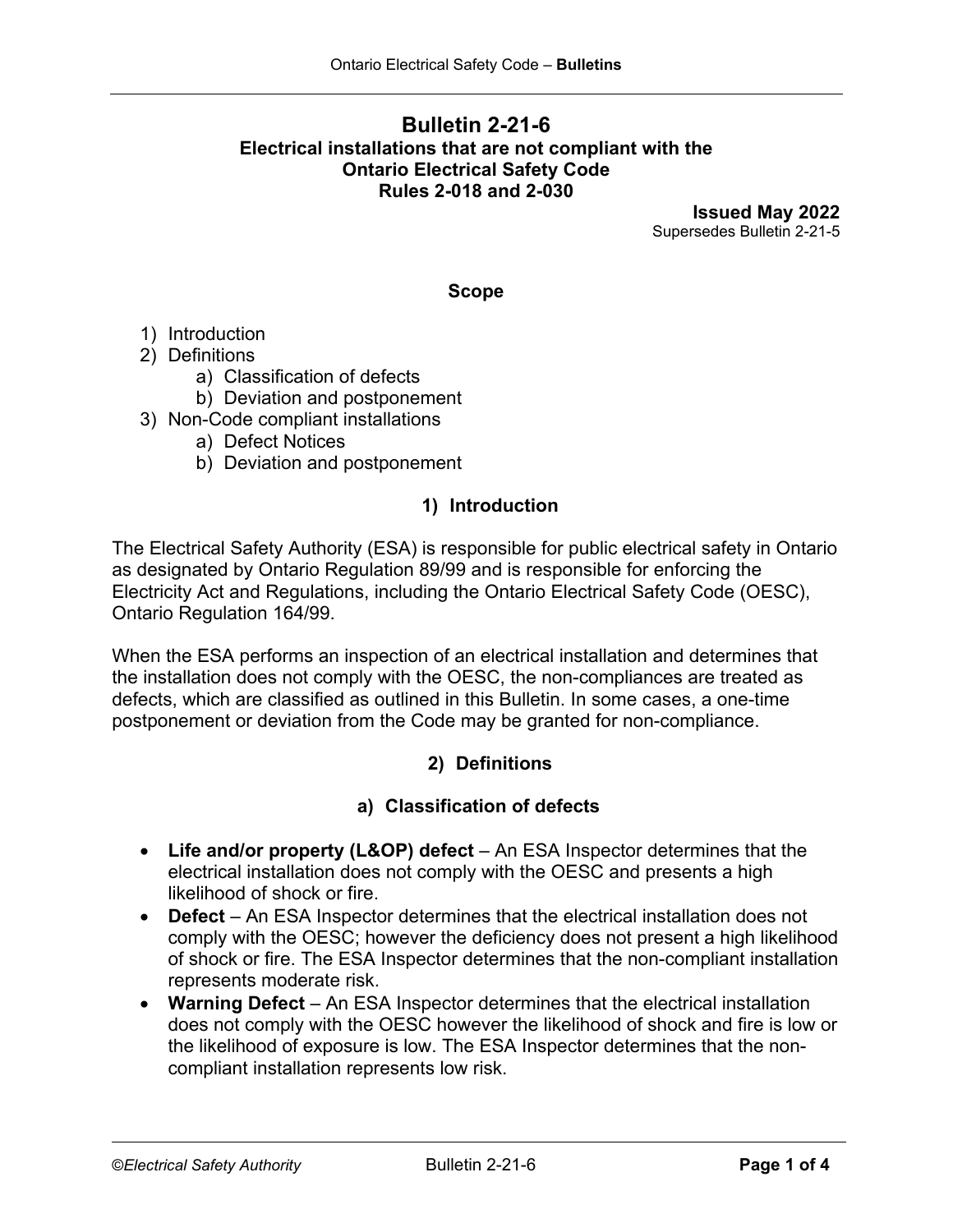# Bulletin 2-21-6

**Electrical installations that are not compliant with the Ontario Electrical Safety Code Rules 2-018 and 2-030**

**Issued May 2022**

Supersedes Bulletin 2-21-5

## Scope

1) Introduction
2) Definitions
   a) Classification of defects
   b) Deviation and postponement
3) Non-Code compliant installations
   a) Defect Notices
   b) Deviation and postponement

## 1) Introduction

The Electrical Safety Authority (ESA) is responsible for public electrical safety in Ontario as designated by Ontario Regulation 89/99 and is responsible for enforcing the Electricity Act and Regulations, including the Ontario Electrical Safety Code (OESC), Ontario Regulation 164/99.

When the ESA performs an inspection of an electrical installation and determines that the installation does not comply with the OESC, the non-compliances are treated as defects, which are classified as outlined in this Bulletin. In some cases, a one-time postponement or deviation from the Code may be granted for non-compliance.

## 2) Definitions

### a) Classification of defects

- **Life and/or property (L&OP) defect** – An ESA Inspector determines that the electrical installation does not comply with the OESC and presents a high likelihood of shock or fire.
- **Defect** – An ESA Inspector determines that the electrical installation does not comply with the OESC; however the deficiency does not present a high likelihood of shock or fire. The ESA Inspector determines that the non-compliant installation represents moderate risk.
- **Warning Defect** – An ESA Inspector determines that the electrical installation does not comply with the OESC however the likelihood of shock and fire is low or the likelihood of exposure is low. The ESA Inspector determines that the non-compliant installation represents low risk.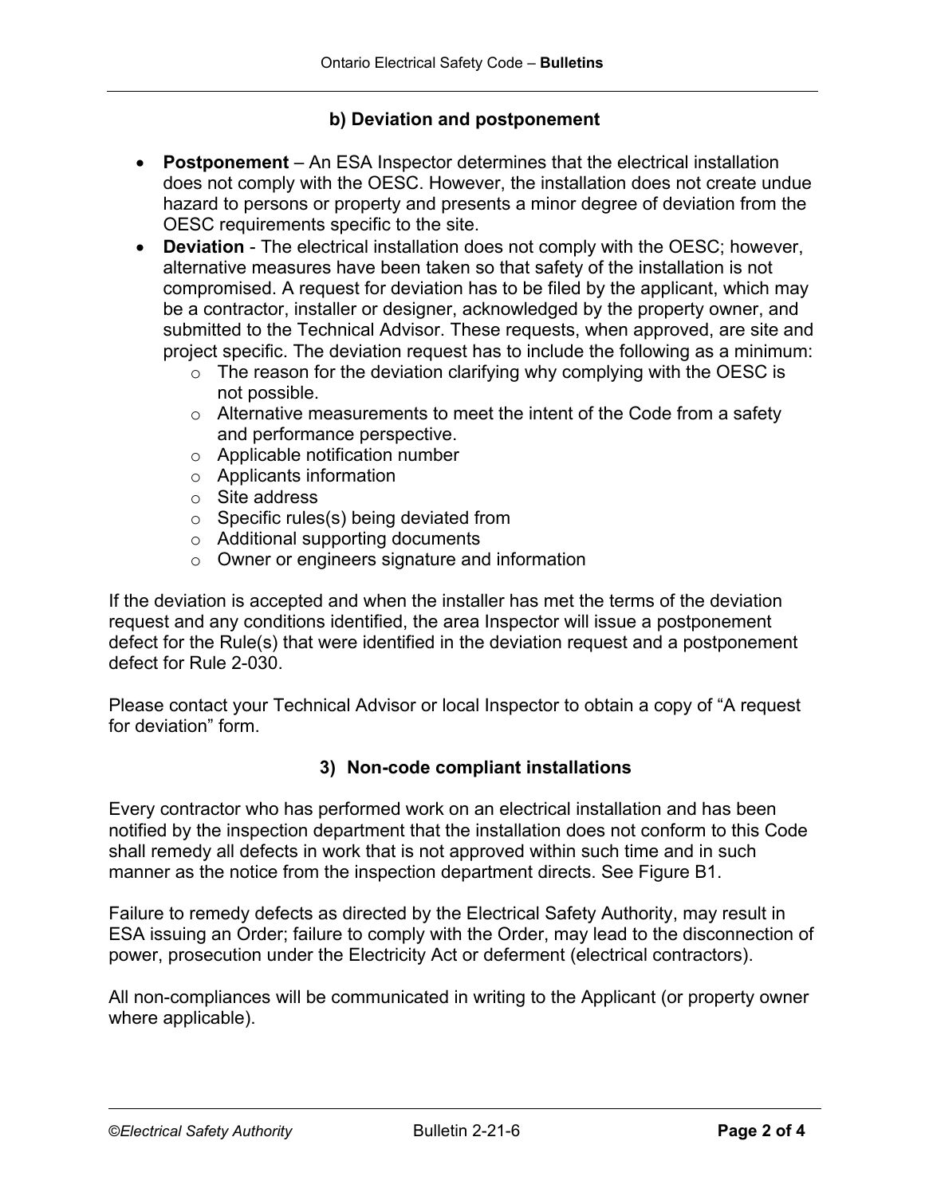### b) Deviation and postponement

- **Postponement** – An ESA Inspector determines that the electrical installation does not comply with the OESC. However, the installation does not create undue hazard to persons or property and presents a minor degree of deviation from the OESC requirements specific to the site.
- **Deviation** - The electrical installation does not comply with the OESC; however, alternative measures have been taken so that safety of the installation is not compromised. A request for deviation has to be filed by the applicant, which may be a contractor, installer or designer, acknowledged by the property owner, and submitted to the Technical Advisor. These requests, when approved, are site and project specific. The deviation request has to include the following as a minimum:
    - The reason for the deviation clarifying why complying with the OESC is not possible.
    - Alternative measurements to meet the intent of the Code from a safety and performance perspective.
    - Applicable notification number
    - Applicants information
    - Site address
    - Specific rules(s) being deviated from
    - Additional supporting documents
    - Owner or engineers signature and information

If the deviation is accepted and when the installer has met the terms of the deviation request and any conditions identified, the area Inspector will issue a postponement defect for the Rule(s) that were identified in the deviation request and a postponement defect for Rule 2-030.

Please contact your Technical Advisor or local Inspector to obtain a copy of "A request for deviation" form.

### 3) Non-code compliant installations

Every contractor who has performed work on an electrical installation and has been notified by the inspection department that the installation does not conform to this Code shall remedy all defects in work that is not approved within such time and in such manner as the notice from the inspection department directs. See Figure B1.

Failure to remedy defects as directed by the Electrical Safety Authority, may result in ESA issuing an Order; failure to comply with the Order, may lead to the disconnection of power, prosecution under the Electricity Act or deferment (electrical contractors).

All non-compliances will be communicated in writing to the Applicant (or property owner where applicable).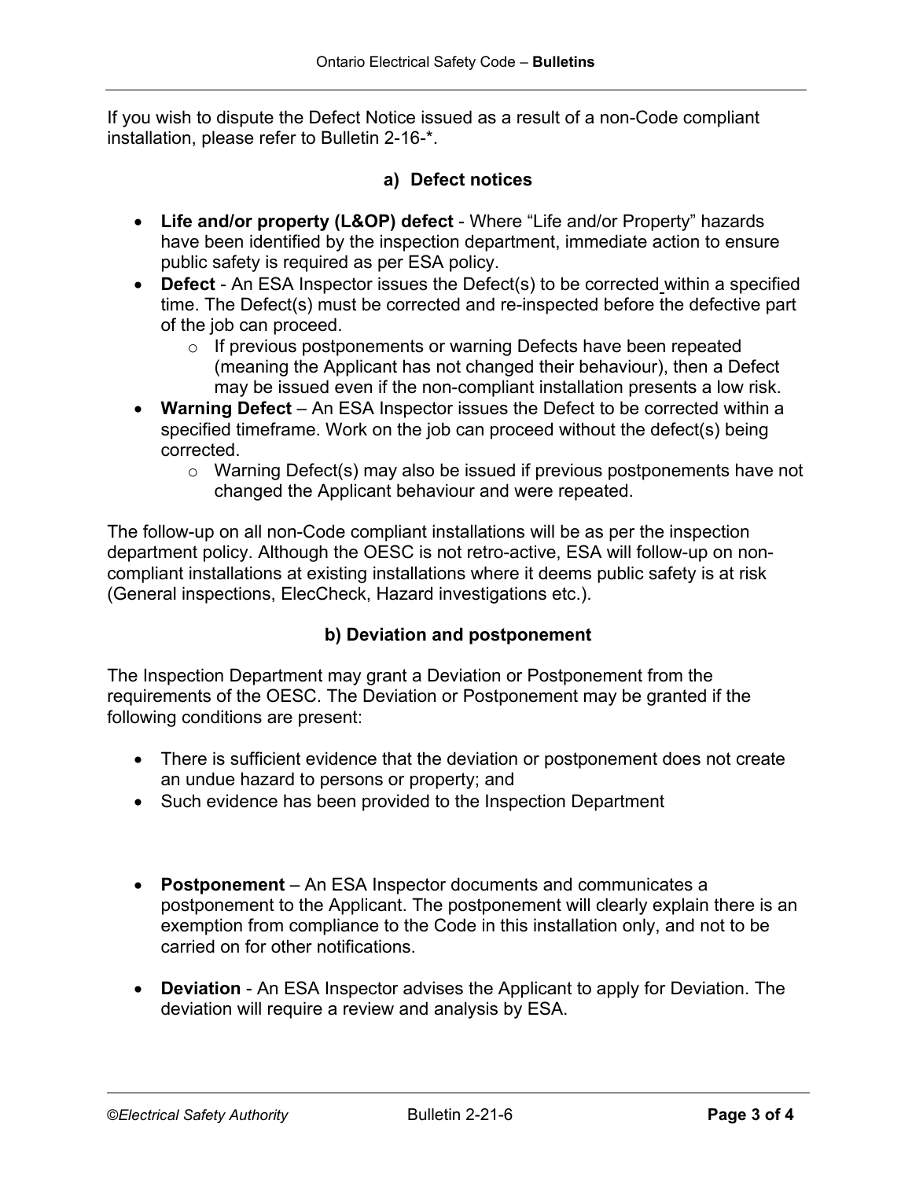If you wish to dispute the Defect Notice issued as a result of a non-Code compliant installation, please refer to Bulletin 2-16-*.

### a) Defect notices

- **Life and/or property (L&OP) defect** - Where “Life and/or Property” hazards have been identified by the inspection department, immediate action to ensure public safety is required as per ESA policy.
- **Defect** - An ESA Inspector issues the Defect(s) to be corrected within a specified time. The Defect(s) must be corrected and re-inspected before the defective part of the job can proceed.
  - If previous postponements or warning Defects have been repeated (meaning the Applicant has not changed their behaviour), then a Defect may be issued even if the non-compliant installation presents a low risk.
- **Warning Defect** – An ESA Inspector issues the Defect to be corrected within a specified timeframe. Work on the job can proceed without the defect(s) being corrected.
  - Warning Defect(s) may also be issued if previous postponements have not changed the Applicant behaviour and were repeated.

The follow-up on all non-Code compliant installations will be as per the inspection department policy. Although the OESC is not retro-active, ESA will follow-up on non-compliant installations at existing installations where it deems public safety is at risk (General inspections, ElecCheck, Hazard investigations etc.).

### b) Deviation and postponement

The Inspection Department may grant a Deviation or Postponement from the requirements of the OESC. The Deviation or Postponement may be granted if the following conditions are present:

- There is sufficient evidence that the deviation or postponement does not create an undue hazard to persons or property; and
- Such evidence has been provided to the Inspection Department

- **Postponement** – An ESA Inspector documents and communicates a postponement to the Applicant. The postponement will clearly explain there is an exemption from compliance to the Code in this installation only, and not to be carried on for other notifications.

- **Deviation** - An ESA Inspector advises the Applicant to apply for Deviation. The deviation will require a review and analysis by ESA.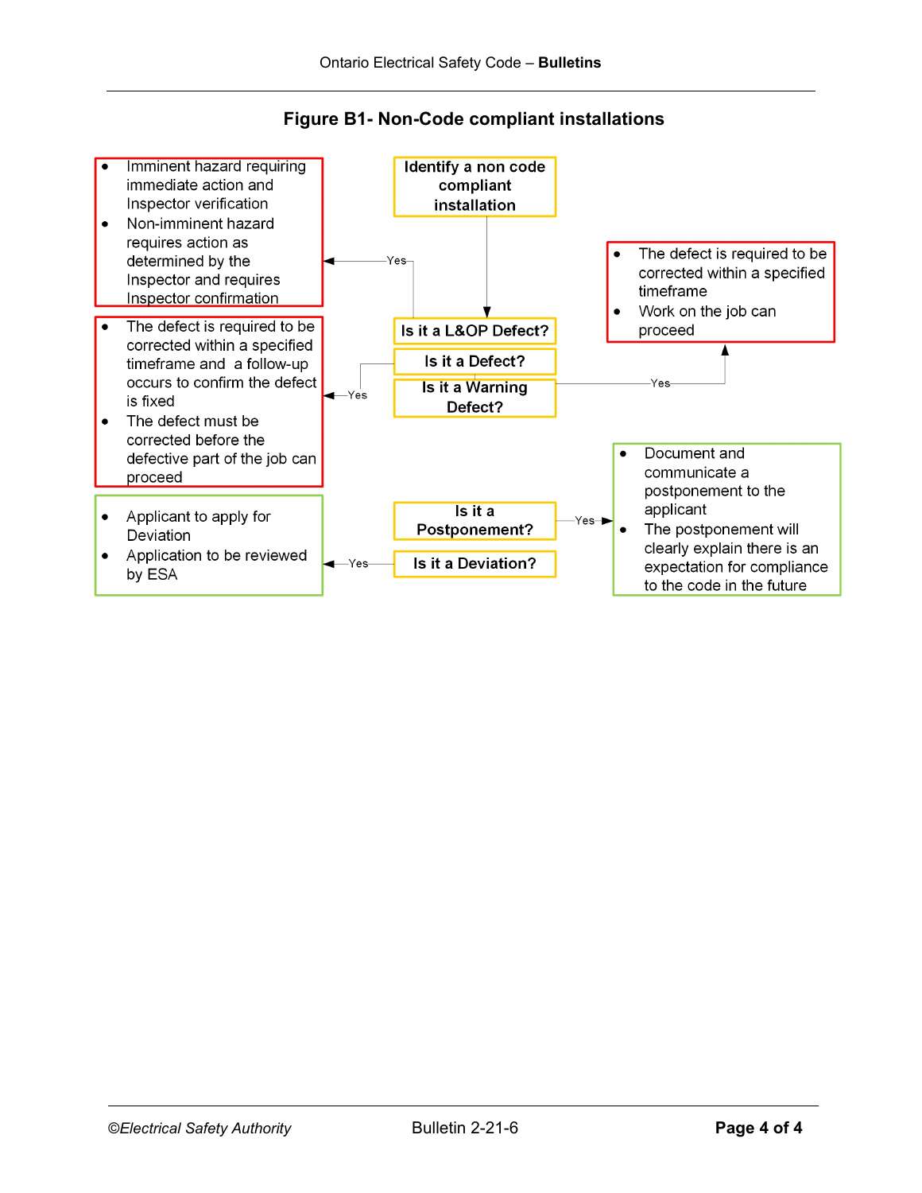**Figure B1- Non-Code compliant installations**

Identify a non code compliant installation

Is it a L&OP Defect?

Yes

- Imminent hazard requiring immediate action and Inspector verification
- Non-imminent hazard requires action as determined by the Inspector and requires Inspector confirmation

Is it a Defect?

Yes

- The defect is required to be corrected within a specified timeframe and a follow-up occurs to confirm the defect is fixed
- The defect must be corrected before the defective part of the job can proceed

Is it a Warning Defect?

Yes

- The defect is required to be corrected within a specified timeframe
- Work on the job can proceed

Is it a Postponement?

Yes

- Document and communicate a postponement to the applicant
- The postponement will clearly explain there is an expectation for compliance to the code in the future

Is it a Deviation?

Yes

- Applicant to apply for Deviation
- Application to be reviewed by ESA